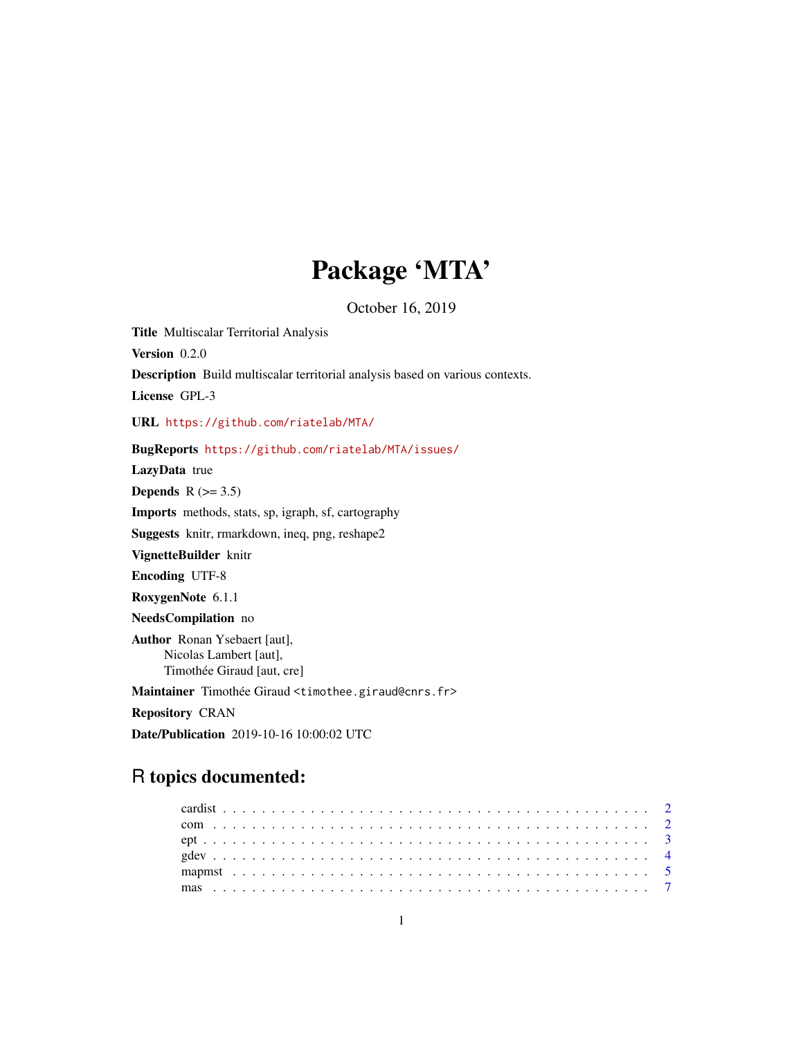# Package 'MTA'

October 16, 2019

**Title** Multiscalar Territorial Analysis

**Version** 0.2.0

**Description** Build multiscalar territorial analysis based on various contexts.

**License** GPL-3

**URL** https://github.com/riatelab/MTA/

**BugReports** https://github.com/riatelab/MTA/issues/

**LazyData** true

**Depends** R (>= 3.5)

**Imports** methods, stats, sp, igraph, sf, cartography

**Suggests** knitr, rmarkdown, ineq, png, reshape2

**VignetteBuilder** knitr

**Encoding** UTF-8

**RoxygenNote** 6.1.1

**NeedsCompilation** no

**Author** Ronan Ysebaert [aut],
Nicolas Lambert [aut],
Timothée Giraud [aut, cre]

**Maintainer** Timothée Giraud <timothee.giraud@cnrs.fr>

**Repository** CRAN

**Date/Publication** 2019-10-16 10:00:02 UTC

## R topics documented:

- cardist . . . . . . . . . . . . . . . . . . . . . . . . . . . . . . . . . . . . . . . . . . 2
- com . . . . . . . . . . . . . . . . . . . . . . . . . . . . . . . . . . . . . . . . . . 2
- ept . . . . . . . . . . . . . . . . . . . . . . . . . . . . . . . . . . . . . . . . . . 3
- gdev . . . . . . . . . . . . . . . . . . . . . . . . . . . . . . . . . . . . . . . . . . 4
- mapmst . . . . . . . . . . . . . . . . . . . . . . . . . . . . . . . . . . . . . . . . . . 5
- mas . . . . . . . . . . . . . . . . . . . . . . . . . . . . . . . . . . . . . . . . . . 7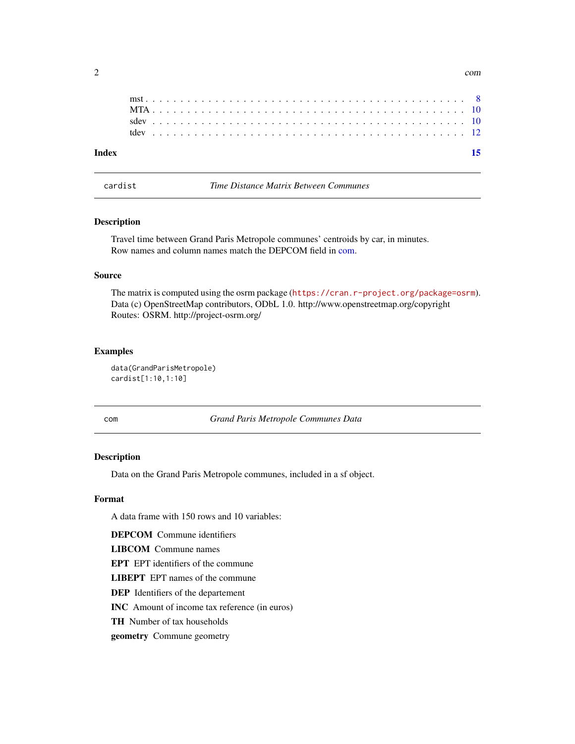mst . . . . . . . . . . . . . . . . . . . . . . . . . . . . . . . . . . . . . . . . . . 8
MTA . . . . . . . . . . . . . . . . . . . . . . . . . . . . . . . . . . . . . . . . . . 10
sdev . . . . . . . . . . . . . . . . . . . . . . . . . . . . . . . . . . . . . . . . . . 10
tdev . . . . . . . . . . . . . . . . . . . . . . . . . . . . . . . . . . . . . . . . . . 12

**Index** **15**

---

## cardist — *Time Distance Matrix Between Communes*

### Description

Travel time between Grand Paris Metropole communes' centroids by car, in minutes.
Row names and column names match the DEPCOM field in com.

### Source

The matrix is computed using the osrm package (https://cran.r-project.org/package=osrm).
Data (c) OpenStreetMap contributors, ODbL 1.0. http://www.openstreetmap.org/copyright
Routes: OSRM. http://project-osrm.org/

### Examples

```
data(GrandParisMetropole)
cardist[1:10,1:10]
```

---

## com — *Grand Paris Metropole Communes Data*

### Description

Data on the Grand Paris Metropole communes, included in a sf object.

### Format

A data frame with 150 rows and 10 variables:

**DEPCOM** Commune identifiers

**LIBCOM** Commune names

**EPT** EPT identifiers of the commune

**LIBEPT** EPT names of the commune

**DEP** Identifiers of the departement

**INC** Amount of income tax reference (in euros)

**TH** Number of tax households

**geometry** Commune geometry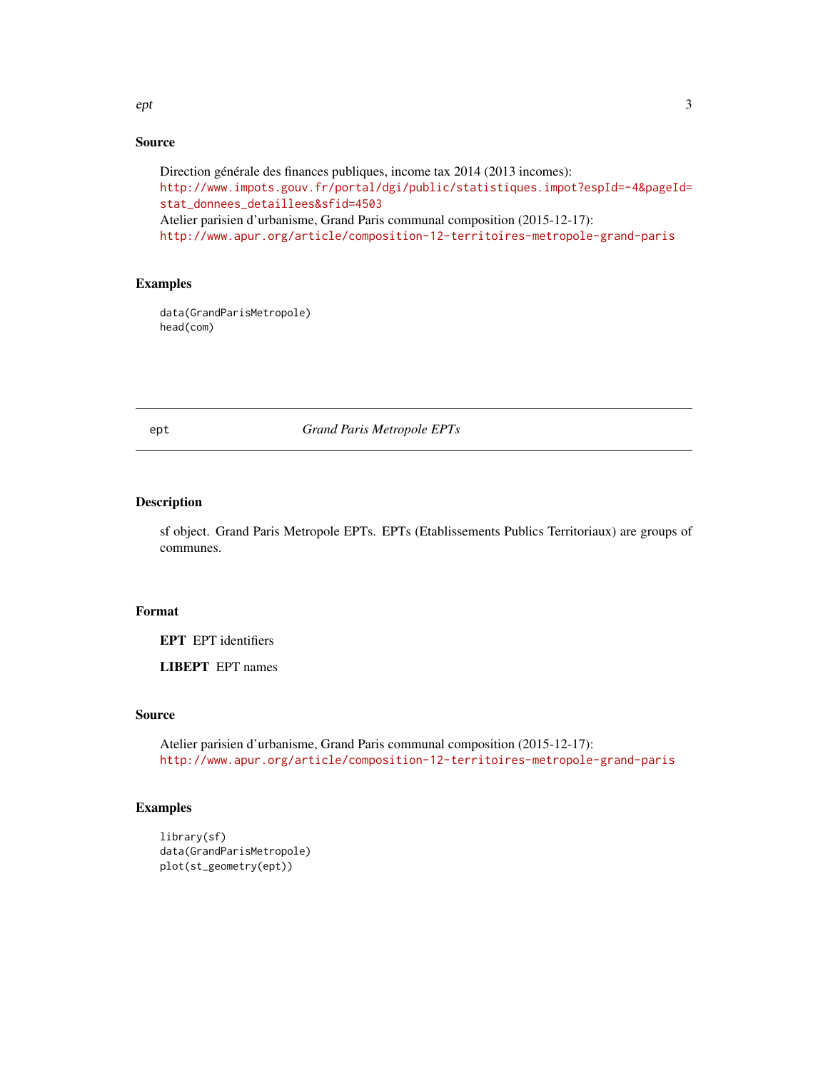### Source

Direction générale des finances publiques, income tax 2014 (2013 incomes):
http://www.impots.gouv.fr/portal/dgi/public/statistiques.impot?espId=-4&pageId=stat_donnees_detaillees&sfid=4503
Atelier parisien d'urbanisme, Grand Paris communal composition (2015-12-17):
http://www.apur.org/article/composition-12-territoires-metropole-grand-paris

### Examples

```
data(GrandParisMetropole)
head(com)
```

## ept *Grand Paris Metropole EPTs*

### Description

sf object. Grand Paris Metropole EPTs. EPTs (Etablissements Publics Territoriaux) are groups of communes.

### Format

**EPT** EPT identifiers

**LIBEPT** EPT names

### Source

Atelier parisien d'urbanisme, Grand Paris communal composition (2015-12-17):
http://www.apur.org/article/composition-12-territoires-metropole-grand-paris

### Examples

```
library(sf)
data(GrandParisMetropole)
plot(st_geometry(ept))
```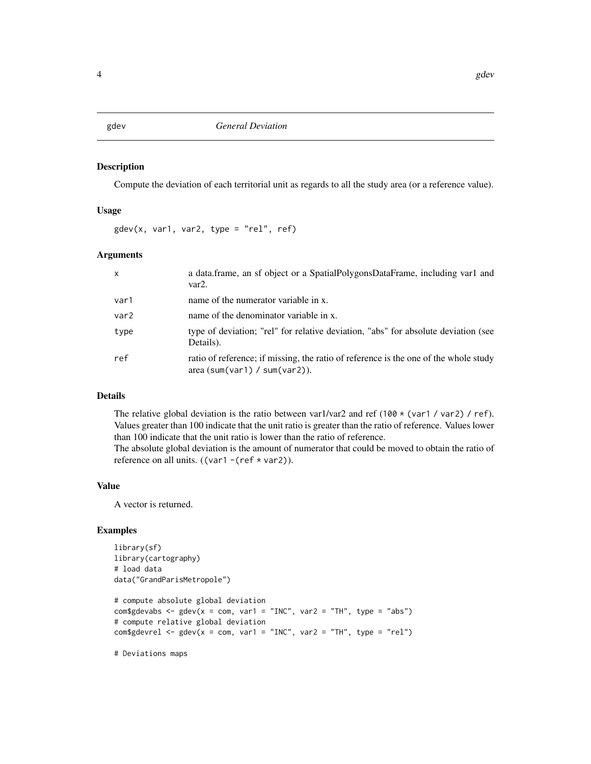gdev *General Deviation*

## Description

Compute the deviation of each territorial unit as regards to all the study area (or a reference value).

## Usage

```
gdev(x, var1, var2, type = "rel", ref)
```

## Arguments

| Argument | Description |
|---|---|
| x | a data.frame, an sf object or a SpatialPolygonsDataFrame, including var1 and var2. |
| var1 | name of the numerator variable in x. |
| var2 | name of the denominator variable in x. |
| type | type of deviation; "rel" for relative deviation, "abs" for absolute deviation (see Details). |
| ref | ratio of reference; if missing, the ratio of reference is the one of the whole study area (`sum(var1) / sum(var2)`). |

## Details

The relative global deviation is the ratio between var1/var2 and ref (`100 * (var1 / var2) / ref`). Values greater than 100 indicate that the unit ratio is greater than the ratio of reference. Values lower than 100 indicate that the unit ratio is lower than the ratio of reference.

The absolute global deviation is the amount of numerator that could be moved to obtain the ratio of reference on all units. (`(var1 -(ref * var2)`).

## Value

A vector is returned.

## Examples

```
library(sf)
library(cartography)
# load data
data("GrandParisMetropole")

# compute absolute global deviation
com$gdevabs <- gdev(x = com, var1 = "INC", var2 = "TH", type = "abs")
# compute relative global deviation
com$gdevrel <- gdev(x = com, var1 = "INC", var2 = "TH", type = "rel")

# Deviations maps
```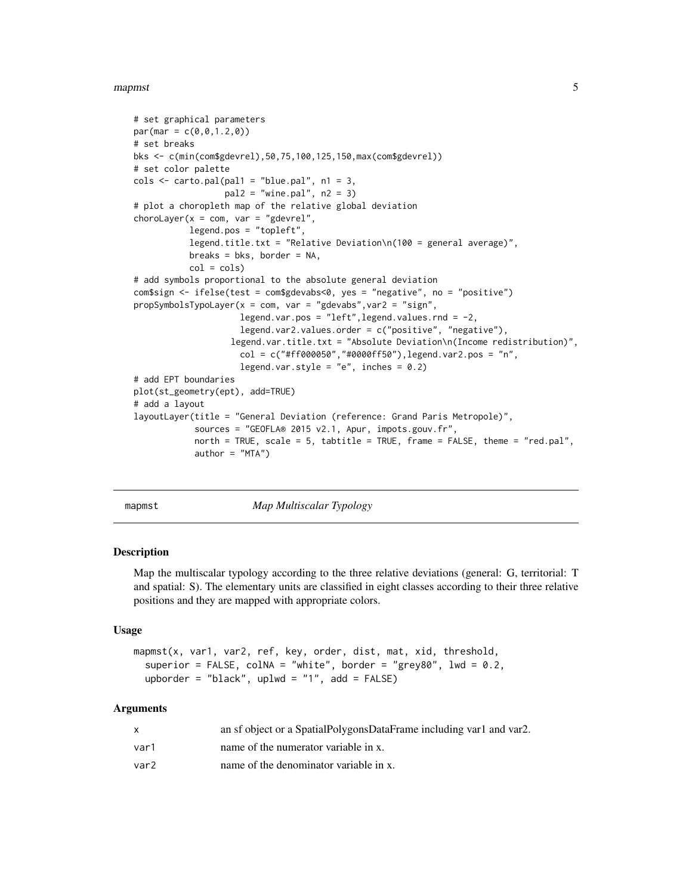```
# set graphical parameters
par(mar = c(0,0,1.2,0))
# set breaks
bks <- c(min(com$gdevrel),50,75,100,125,150,max(com$gdevrel))
# set color palette
cols <- carto.pal(pal1 = "blue.pal", n1 = 3,
                  pal2 = "wine.pal", n2 = 3)
# plot a choropleth map of the relative global deviation
choroLayer(x = com, var = "gdevrel",
           legend.pos = "topleft",
           legend.title.txt = "Relative Deviation\n(100 = general average)",
           breaks = bks, border = NA,
           col = cols)
# add symbols proportional to the absolute general deviation
com$sign <- ifelse(test = com$gdevabs<0, yes = "negative", no = "positive")
propSymbolsTypoLayer(x = com, var = "gdevabs",var2 = "sign",
                     legend.var.pos = "left",legend.values.rnd = -2,
                     legend.var2.values.order = c("positive", "negative"),
                   legend.var.title.txt = "Absolute Deviation\n(Income redistribution)",
                     col = c("#ff000050","#0000ff50"),legend.var2.pos = "n",
                     legend.var.style = "e", inches = 0.2)
# add EPT boundaries
plot(st_geometry(ept), add=TRUE)
# add a layout
layoutLayer(title = "General Deviation (reference: Grand Paris Metropole)",
            sources = "GEOFLA® 2015 v2.1, Apur, impots.gouv.fr",
            north = TRUE, scale = 5, tabtitle = TRUE, frame = FALSE, theme = "red.pal",
            author = "MTA")
```

## mapmst — *Map Multiscalar Typology*

### Description

Map the multiscalar typology according to the three relative deviations (general: G, territorial: T and spatial: S). The elementary units are classified in eight classes according to their three relative positions and they are mapped with appropriate colors.

### Usage

```
mapmst(x, var1, var2, ref, key, order, dist, mat, xid, threshold,
  superior = FALSE, colNA = "white", border = "grey80", lwd = 0.2,
  upborder = "black", uplwd = "1", add = FALSE)
```

### Arguments

| | |
|---|---|
| x | an sf object or a SpatialPolygonsDataFrame including var1 and var2. |
| var1 | name of the numerator variable in x. |
| var2 | name of the denominator variable in x. |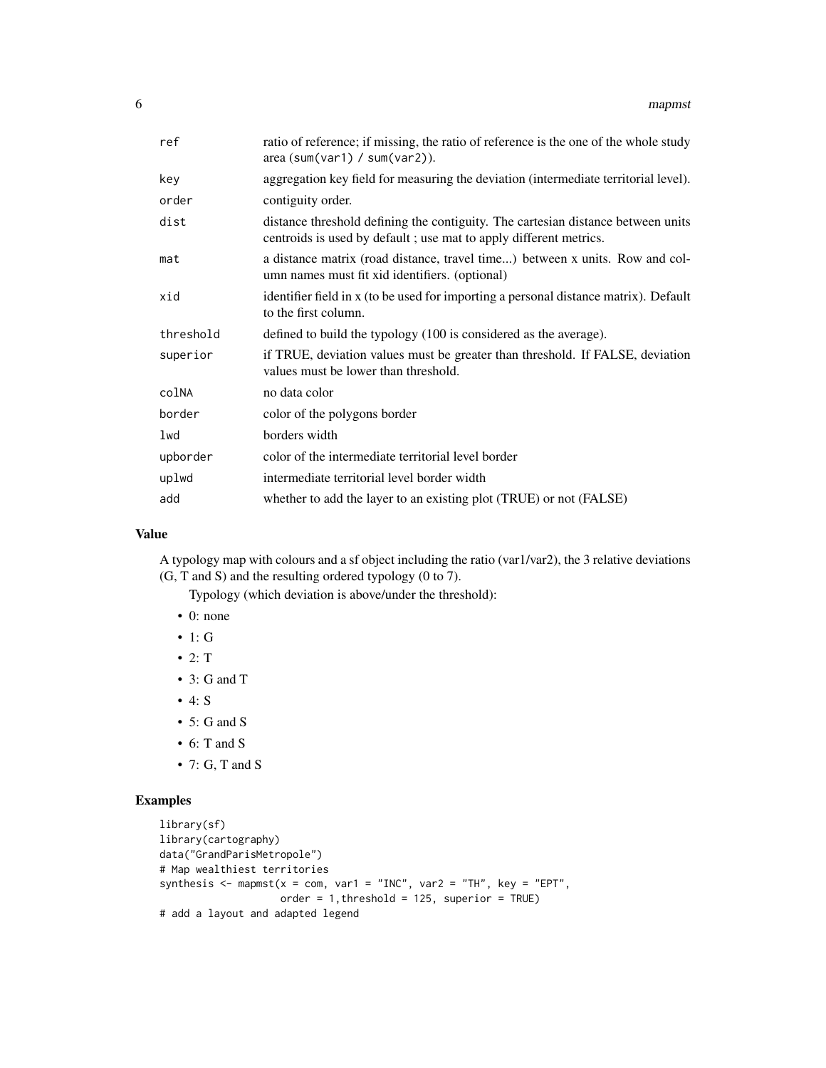| | |
|---|---|
| ref | ratio of reference; if missing, the ratio of reference is the one of the whole study area (sum(var1) / sum(var2)). |
| key | aggregation key field for measuring the deviation (intermediate territorial level). |
| order | contiguity order. |
| dist | distance threshold defining the contiguity. The cartesian distance between units centroids is used by default ; use mat to apply different metrics. |
| mat | a distance matrix (road distance, travel time...) between x units. Row and column names must fit xid identifiers. (optional) |
| xid | identifier field in x (to be used for importing a personal distance matrix). Default to the first column. |
| threshold | defined to build the typology (100 is considered as the average). |
| superior | if TRUE, deviation values must be greater than threshold. If FALSE, deviation values must be lower than threshold. |
| colNA | no data color |
| border | color of the polygons border |
| lwd | borders width |
| upborder | color of the intermediate territorial level border |
| uplwd | intermediate territorial level border width |
| add | whether to add the layer to an existing plot (TRUE) or not (FALSE) |

## Value

A typology map with colours and a sf object including the ratio (var1/var2), the 3 relative deviations (G, T and S) and the resulting ordered typology (0 to 7).

Typology (which deviation is above/under the threshold):

- 0: none
- 1: G
- 2: T
- 3: G and T
- 4: S
- 5: G and S
- 6: T and S
- 7: G, T and S

## Examples

```
library(sf)
library(cartography)
data("GrandParisMetropole")
# Map wealthiest territories
synthesis <- mapmst(x = com, var1 = "INC", var2 = "TH", key = "EPT",
                    order = 1,threshold = 125, superior = TRUE)
# add a layout and adapted legend
```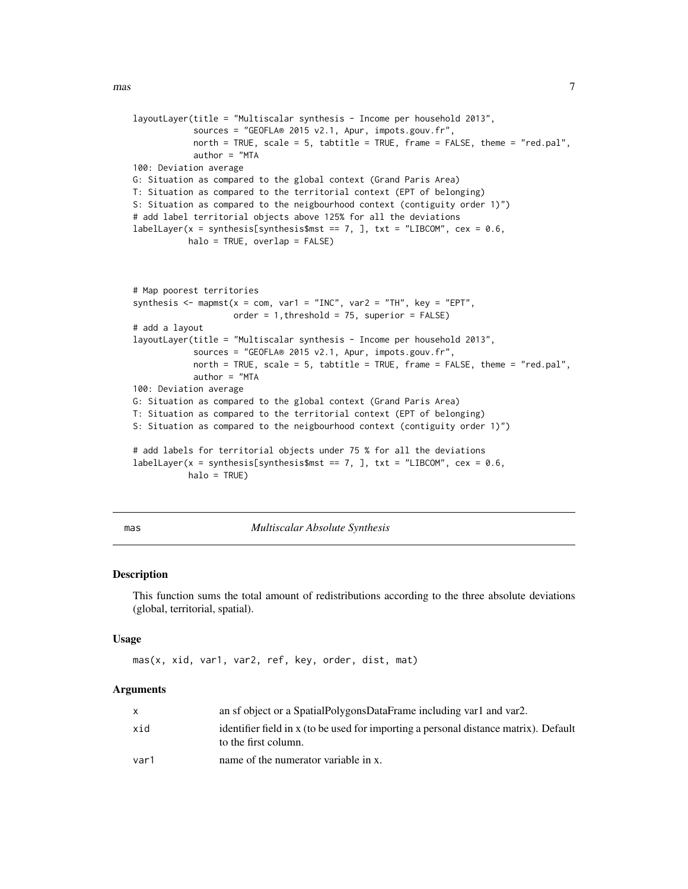```
layoutLayer(title = "Multiscalar synthesis - Income per household 2013",
            sources = "GEOFLA® 2015 v2.1, Apur, impots.gouv.fr",
            north = TRUE, scale = 5, tabtitle = TRUE, frame = FALSE, theme = "red.pal",
            author = "MTA
100: Deviation average
G: Situation as compared to the global context (Grand Paris Area)
T: Situation as compared to the territorial context (EPT of belonging)
S: Situation as compared to the neigbourhood context (contiguity order 1)")
# add label territorial objects above 125% for all the deviations
labelLayer(x = synthesis[synthesis$mst == 7, ], txt = "LIBCOM", cex = 0.6,
           halo = TRUE, overlap = FALSE)



# Map poorest territories
synthesis <- mapmst(x = com, var1 = "INC", var2 = "TH", key = "EPT",
                    order = 1,threshold = 75, superior = FALSE)
# add a layout
layoutLayer(title = "Multiscalar synthesis - Income per household 2013",
            sources = "GEOFLA® 2015 v2.1, Apur, impots.gouv.fr",
            north = TRUE, scale = 5, tabtitle = TRUE, frame = FALSE, theme = "red.pal",
            author = "MTA
100: Deviation average
G: Situation as compared to the global context (Grand Paris Area)
T: Situation as compared to the territorial context (EPT of belonging)
S: Situation as compared to the neigbourhood context (contiguity order 1)")

# add labels for territorial objects under 75 % for all the deviations
labelLayer(x = synthesis[synthesis$mst == 7, ], txt = "LIBCOM", cex = 0.6,
           halo = TRUE)
```

---

## mas — *Multiscalar Absolute Synthesis*

### Description

This function sums the total amount of redistributions according to the three absolute deviations (global, territorial, spatial).

### Usage

```
mas(x, xid, var1, var2, ref, key, order, dist, mat)
```

### Arguments

| | |
|---|---|
| x | an sf object or a SpatialPolygonsDataFrame including var1 and var2. |
| xid | identifier field in x (to be used for importing a personal distance matrix). Default to the first column. |
| var1 | name of the numerator variable in x. |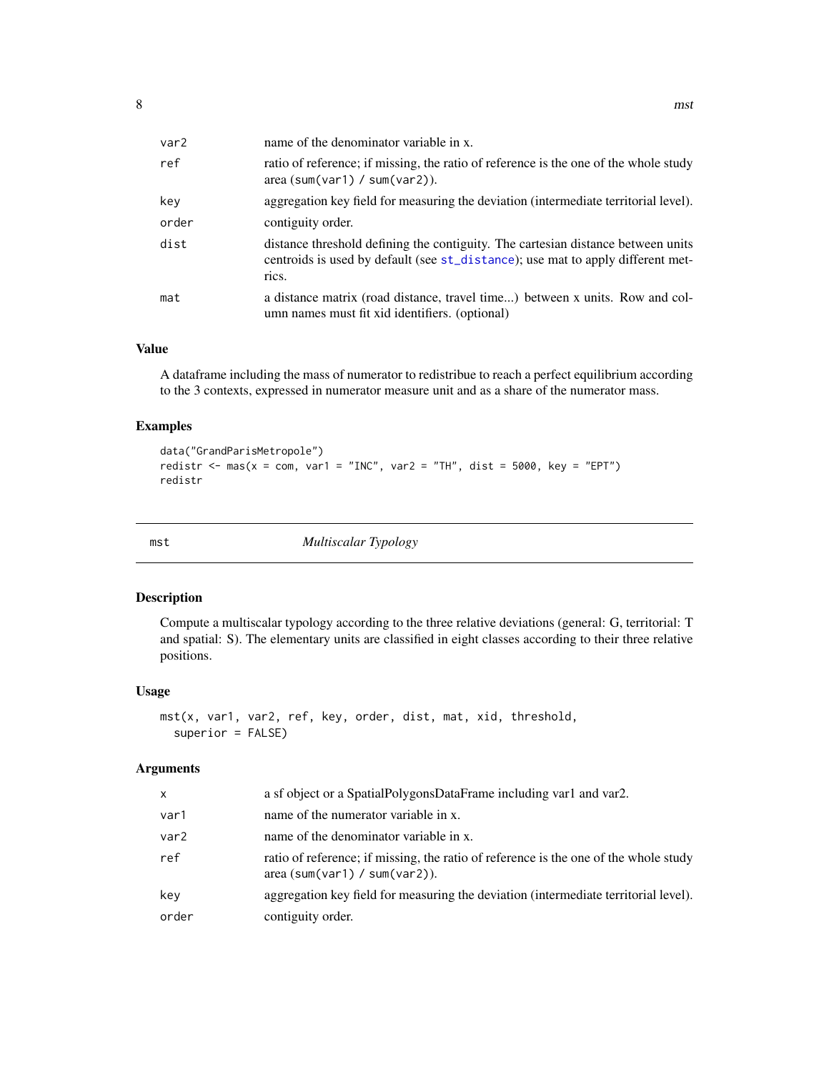| | |
|---|---|
| var2 | name of the denominator variable in x. |
| ref | ratio of reference; if missing, the ratio of reference is the one of the whole study area (sum(var1) / sum(var2)). |
| key | aggregation key field for measuring the deviation (intermediate territorial level). |
| order | contiguity order. |
| dist | distance threshold defining the contiguity. The cartesian distance between units centroids is used by default (see st_distance); use mat to apply different metrics. |
| mat | a distance matrix (road distance, travel time...) between x units. Row and column names must fit xid identifiers. (optional) |

### Value

A dataframe including the mass of numerator to redistribue to reach a perfect equilibrium according to the 3 contexts, expressed in numerator measure unit and as a share of the numerator mass.

### Examples

```
data("GrandParisMetropole")
redistr <- mas(x = com, var1 = "INC", var2 = "TH", dist = 5000, key = "EPT")
redistr
```

---

## mst &nbsp;&nbsp;&nbsp; *Multiscalar Typology*

### Description

Compute a multiscalar typology according to the three relative deviations (general: G, territorial: T and spatial: S). The elementary units are classified in eight classes according to their three relative positions.

### Usage

```
mst(x, var1, var2, ref, key, order, dist, mat, xid, threshold,
  superior = FALSE)
```

### Arguments

| | |
|---|---|
| x | a sf object or a SpatialPolygonsDataFrame including var1 and var2. |
| var1 | name of the numerator variable in x. |
| var2 | name of the denominator variable in x. |
| ref | ratio of reference; if missing, the ratio of reference is the one of the whole study area (sum(var1) / sum(var2)). |
| key | aggregation key field for measuring the deviation (intermediate territorial level). |
| order | contiguity order. |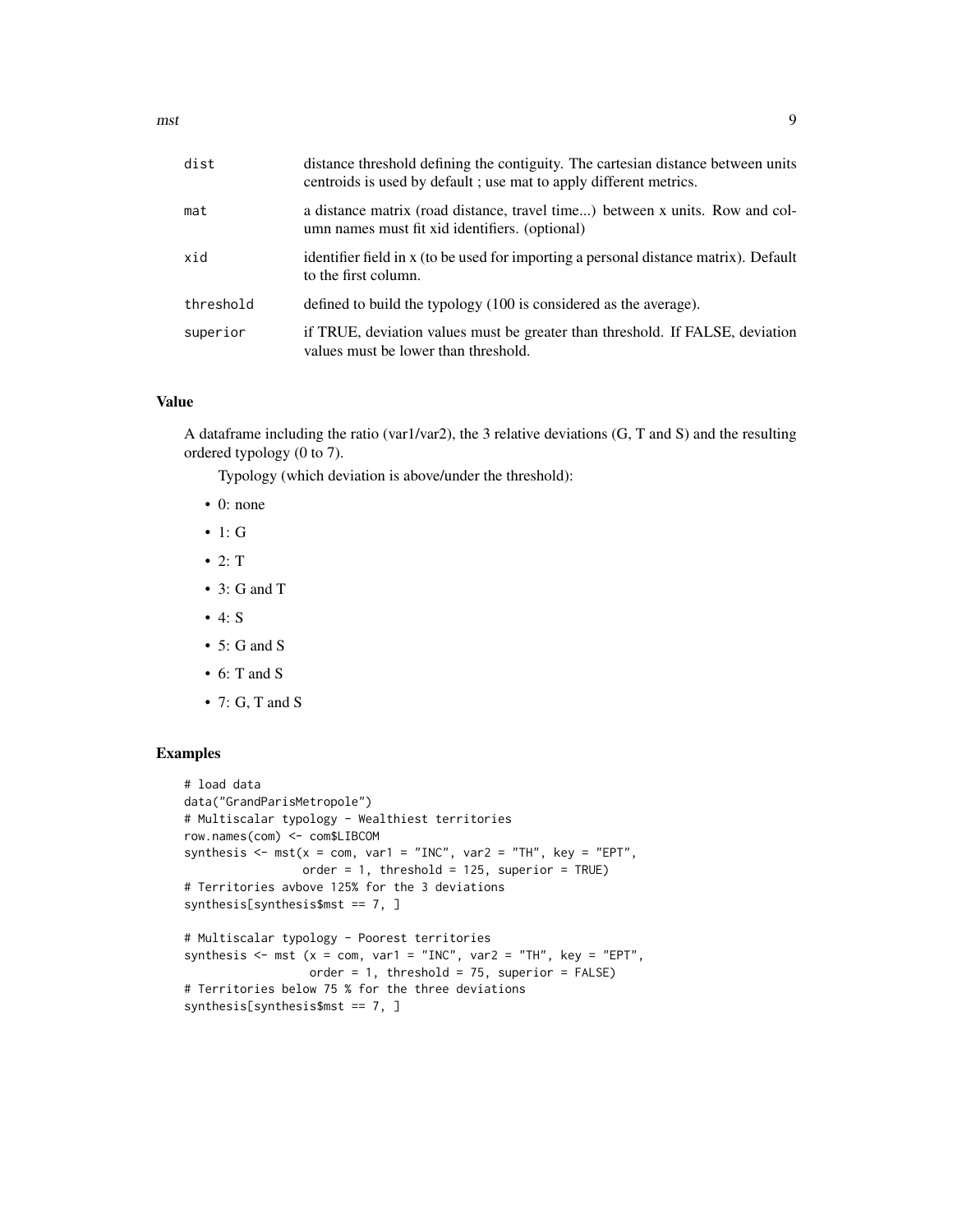| | |
|---|---|
| dist | distance threshold defining the contiguity. The cartesian distance between units centroids is used by default ; use mat to apply different metrics. |
| mat | a distance matrix (road distance, travel time...) between x units. Row and column names must fit xid identifiers. (optional) |
| xid | identifier field in x (to be used for importing a personal distance matrix). Default to the first column. |
| threshold | defined to build the typology (100 is considered as the average). |
| superior | if TRUE, deviation values must be greater than threshold. If FALSE, deviation values must be lower than threshold. |

## Value

A dataframe including the ratio (var1/var2), the 3 relative deviations (G, T and S) and the resulting ordered typology (0 to 7).

Typology (which deviation is above/under the threshold):

- 0: none
- 1: G
- 2: T
- 3: G and T
- 4: S
- 5: G and S
- 6: T and S
- 7: G, T and S

## Examples

```
# load data
data("GrandParisMetropole")
# Multiscalar typology - Wealthiest territories
row.names(com) <- com$LIBCOM
synthesis <- mst(x = com, var1 = "INC", var2 = "TH", key = "EPT",
                 order = 1, threshold = 125, superior = TRUE)
# Territories avbove 125% for the 3 deviations
synthesis[synthesis$mst == 7, ]

# Multiscalar typology - Poorest territories
synthesis <- mst (x = com, var1 = "INC", var2 = "TH", key = "EPT",
                  order = 1, threshold = 75, superior = FALSE)
# Territories below 75 % for the three deviations
synthesis[synthesis$mst == 7, ]
```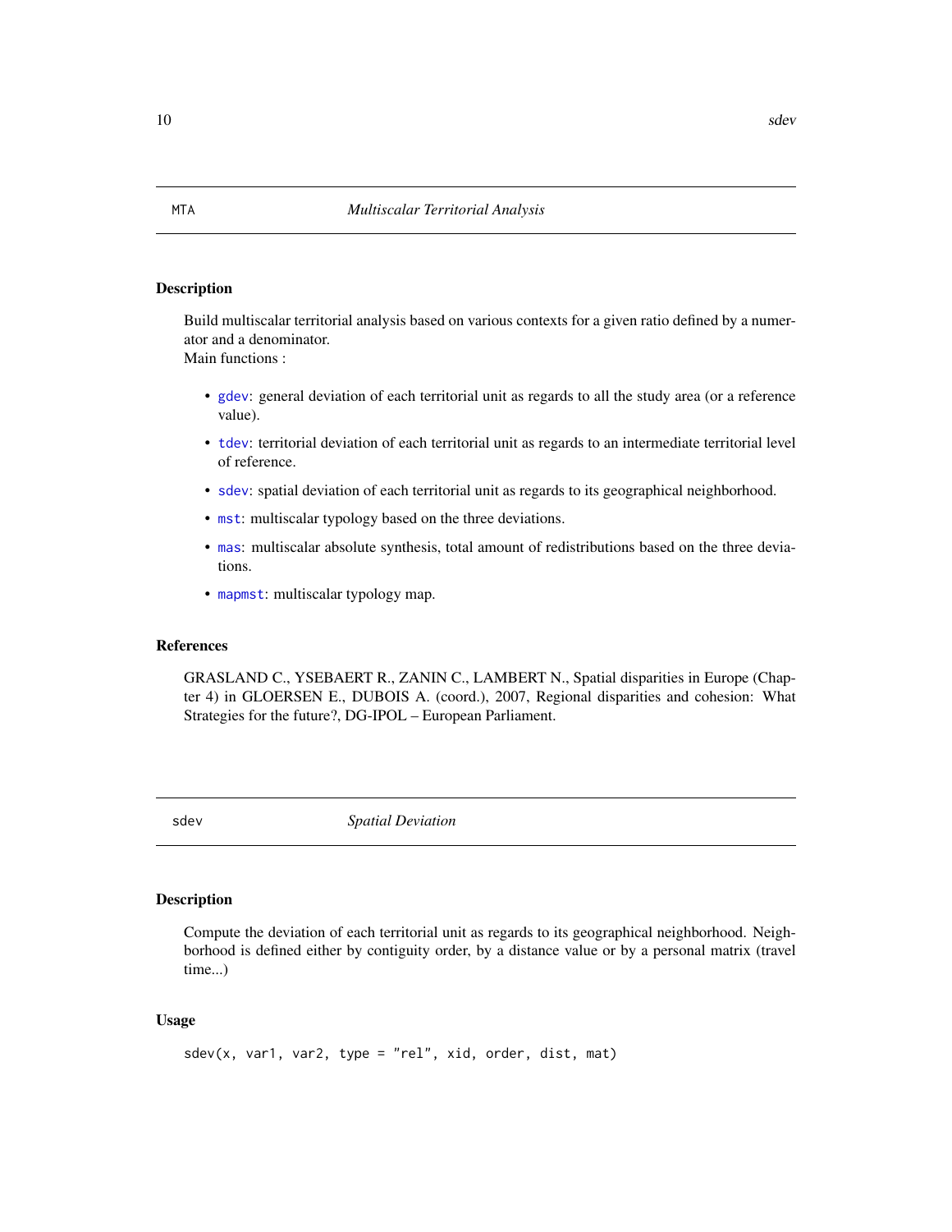## MTA — *Multiscalar Territorial Analysis*

### Description

Build multiscalar territorial analysis based on various contexts for a given ratio defined by a numerator and a denominator.
Main functions :

- gdev: general deviation of each territorial unit as regards to all the study area (or a reference value).
- tdev: territorial deviation of each territorial unit as regards to an intermediate territorial level of reference.
- sdev: spatial deviation of each territorial unit as regards to its geographical neighborhood.
- mst: multiscalar typology based on the three deviations.
- mas: multiscalar absolute synthesis, total amount of redistributions based on the three deviations.
- mapmst: multiscalar typology map.

### References

GRASLAND C., YSEBAERT R., ZANIN C., LAMBERT N., Spatial disparities in Europe (Chapter 4) in GLOERSEN E., DUBOIS A. (coord.), 2007, Regional disparities and cohesion: What Strategies for the future?, DG-IPOL – European Parliament.

## sdev — *Spatial Deviation*

### Description

Compute the deviation of each territorial unit as regards to its geographical neighborhood. Neighborhood is defined either by contiguity order, by a distance value or by a personal matrix (travel time...)

### Usage

```
sdev(x, var1, var2, type = "rel", xid, order, dist, mat)
```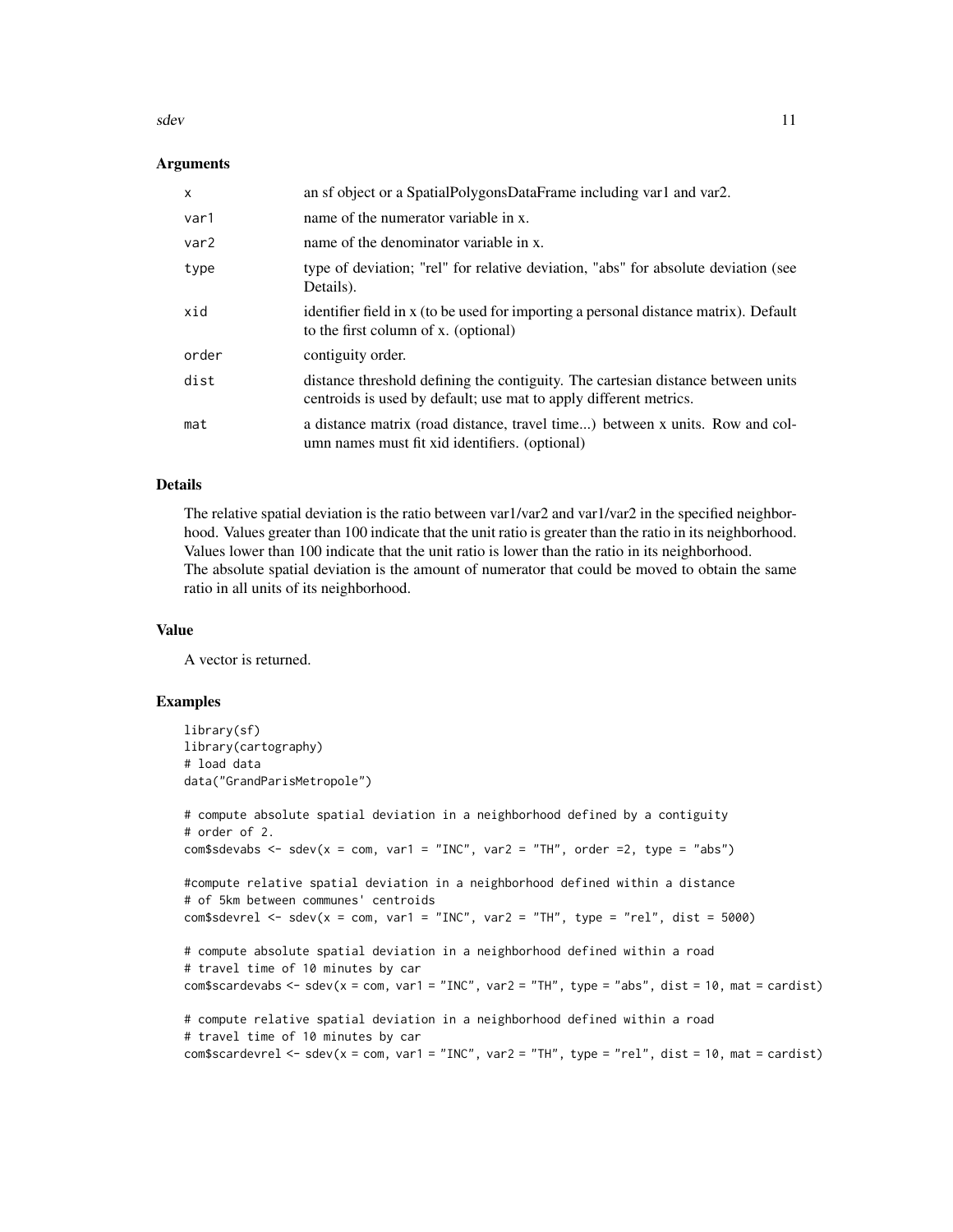## Arguments

| | |
|---|---|
| x | an sf object or a SpatialPolygonsDataFrame including var1 and var2. |
| var1 | name of the numerator variable in x. |
| var2 | name of the denominator variable in x. |
| type | type of deviation; "rel" for relative deviation, "abs" for absolute deviation (see Details). |
| xid | identifier field in x (to be used for importing a personal distance matrix). Default to the first column of x. (optional) |
| order | contiguity order. |
| dist | distance threshold defining the contiguity. The cartesian distance between units centroids is used by default; use mat to apply different metrics. |
| mat | a distance matrix (road distance, travel time...) between x units. Row and column names must fit xid identifiers. (optional) |

## Details

The relative spatial deviation is the ratio between var1/var2 and var1/var2 in the specified neighborhood. Values greater than 100 indicate that the unit ratio is greater than the ratio in its neighborhood. Values lower than 100 indicate that the unit ratio is lower than the ratio in its neighborhood.
The absolute spatial deviation is the amount of numerator that could be moved to obtain the same ratio in all units of its neighborhood.

## Value

A vector is returned.

## Examples

```
library(sf)
library(cartography)
# load data
data("GrandParisMetropole")

# compute absolute spatial deviation in a neighborhood defined by a contiguity
# order of 2.
com$sdevabs <- sdev(x = com, var1 = "INC", var2 = "TH", order =2, type = "abs")

#compute relative spatial deviation in a neighborhood defined within a distance
# of 5km between communes' centroids
com$sdevrel <- sdev(x = com, var1 = "INC", var2 = "TH", type = "rel", dist = 5000)

# compute absolute spatial deviation in a neighborhood defined within a road
# travel time of 10 minutes by car
com$scardevabs <- sdev(x = com, var1 = "INC", var2 = "TH", type = "abs", dist = 10, mat = cardist)

# compute relative spatial deviation in a neighborhood defined within a road
# travel time of 10 minutes by car
com$scardevrel <- sdev(x = com, var1 = "INC", var2 = "TH", type = "rel", dist = 10, mat = cardist)
```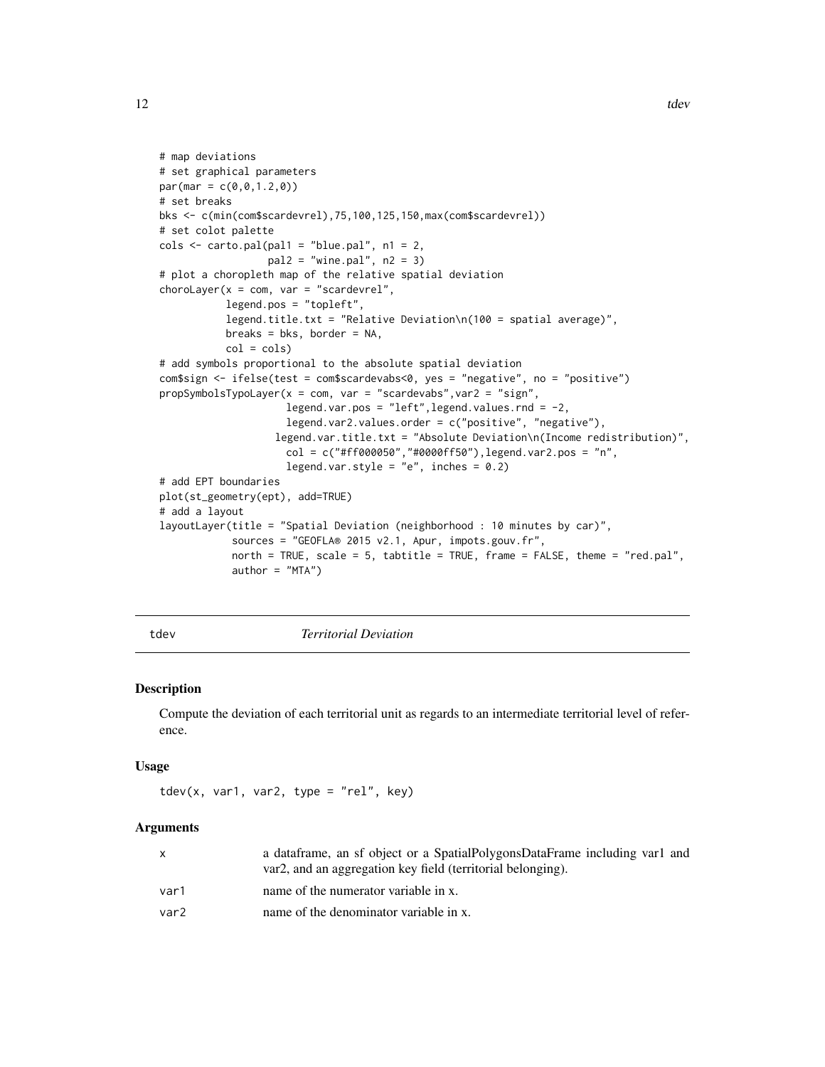```r
# map deviations
# set graphical parameters
par(mar = c(0,0,1.2,0))
# set breaks
bks <- c(min(com$scardevrel),75,100,125,150,max(com$scardevrel))
# set colot palette
cols <- carto.pal(pal1 = "blue.pal", n1 = 2,
                  pal2 = "wine.pal", n2 = 3)
# plot a choropleth map of the relative spatial deviation
choroLayer(x = com, var = "scardevrel",
           legend.pos = "topleft",
           legend.title.txt = "Relative Deviation\n(100 = spatial average)",
           breaks = bks, border = NA,
           col = cols)
# add symbols proportional to the absolute spatial deviation
com$sign <- ifelse(test = com$scardevabs<0, yes = "negative", no = "positive")
propSymbolsTypoLayer(x = com, var = "scardevabs",var2 = "sign",
                     legend.var.pos = "left",legend.values.rnd = -2,
                     legend.var2.values.order = c("positive", "negative"),
                   legend.var.title.txt = "Absolute Deviation\n(Income redistribution)",
                     col = c("#ff000050","#0000ff50"),legend.var2.pos = "n",
                     legend.var.style = "e", inches = 0.2)
# add EPT boundaries
plot(st_geometry(ept), add=TRUE)
# add a layout
layoutLayer(title = "Spatial Deviation (neighborhood : 10 minutes by car)",
            sources = "GEOFLA® 2015 v2.1, Apur, impots.gouv.fr",
            north = TRUE, scale = 5, tabtitle = TRUE, frame = FALSE, theme = "red.pal",
            author = "MTA")
```

---

tdev *Territorial Deviation*

---

## Description

Compute the deviation of each territorial unit as regards to an intermediate territorial level of reference.

## Usage

```r
tdev(x, var1, var2, type = "rel", key)
```

## Arguments

| | |
|---|---|
| x | a dataframe, an sf object or a SpatialPolygonsDataFrame including var1 and var2, and an aggregation key field (territorial belonging). |
| var1 | name of the numerator variable in x. |
| var2 | name of the denominator variable in x. |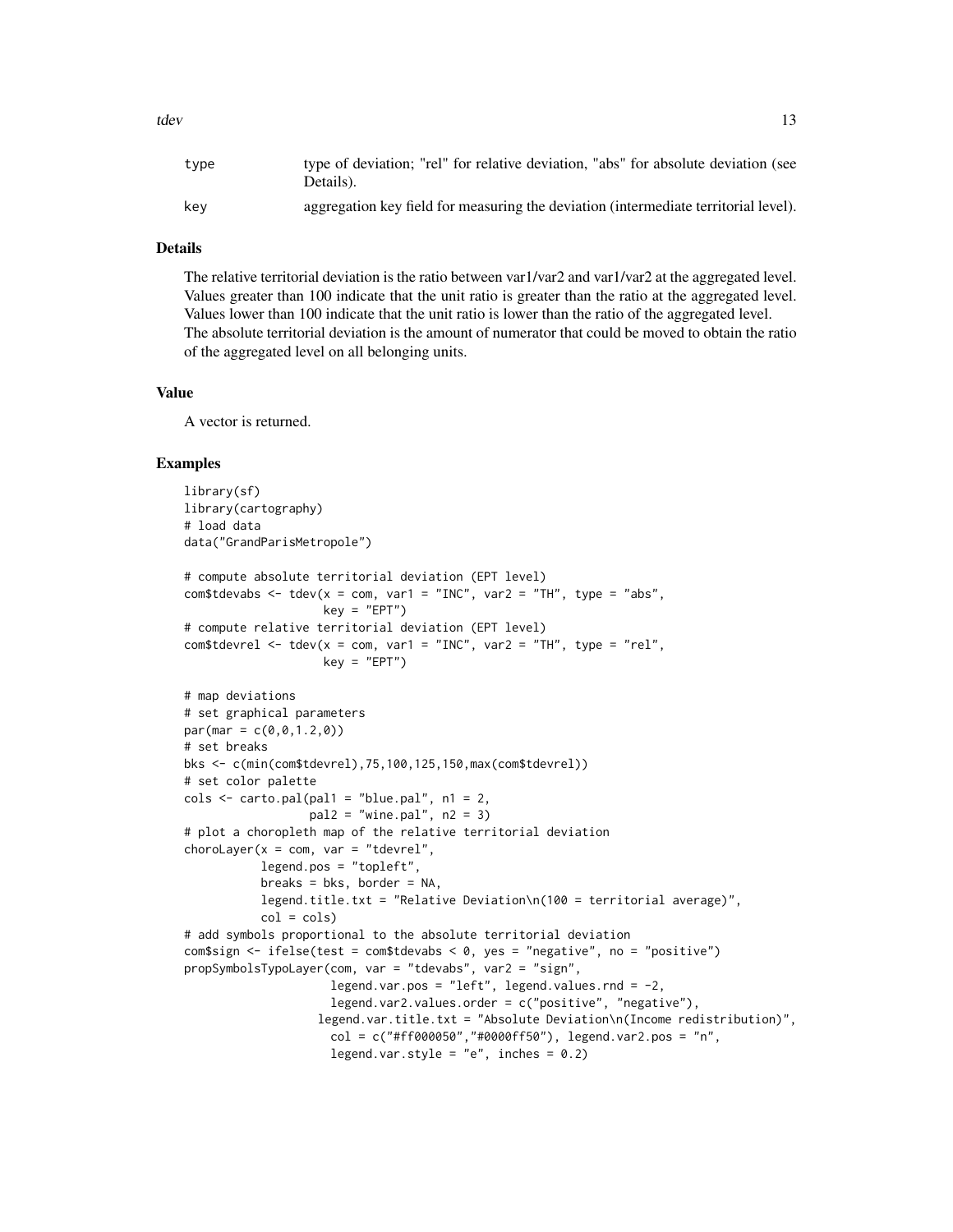| | |
|---|---|
| type | type of deviation; "rel" for relative deviation, "abs" for absolute deviation (see Details). |
| key | aggregation key field for measuring the deviation (intermediate territorial level). |

## Details

The relative territorial deviation is the ratio between var1/var2 and var1/var2 at the aggregated level. Values greater than 100 indicate that the unit ratio is greater than the ratio at the aggregated level. Values lower than 100 indicate that the unit ratio is lower than the ratio of the aggregated level. The absolute territorial deviation is the amount of numerator that could be moved to obtain the ratio of the aggregated level on all belonging units.

## Value

A vector is returned.

## Examples

```
library(sf)
library(cartography)
# load data
data("GrandParisMetropole")

# compute absolute territorial deviation (EPT level)
com$tdevabs <- tdev(x = com, var1 = "INC", var2 = "TH", type = "abs",
                    key = "EPT")
# compute relative territorial deviation (EPT level)
com$tdevrel <- tdev(x = com, var1 = "INC", var2 = "TH", type = "rel",
                    key = "EPT")

# map deviations
# set graphical parameters
par(mar = c(0,0,1.2,0))
# set breaks
bks <- c(min(com$tdevrel),75,100,125,150,max(com$tdevrel))
# set color palette
cols <- carto.pal(pal1 = "blue.pal", n1 = 2,
                  pal2 = "wine.pal", n2 = 3)
# plot a choropleth map of the relative territorial deviation
choroLayer(x = com, var = "tdevrel",
           legend.pos = "topleft",
           breaks = bks, border = NA,
           legend.title.txt = "Relative Deviation\n(100 = territorial average)",
           col = cols)
# add symbols proportional to the absolute territorial deviation
com$sign <- ifelse(test = com$tdevabs < 0, yes = "negative", no = "positive")
propSymbolsTypoLayer(com, var = "tdevabs", var2 = "sign",
                     legend.var.pos = "left", legend.values.rnd = -2,
                     legend.var2.values.order = c("positive", "negative"),
                   legend.var.title.txt = "Absolute Deviation\n(Income redistribution)",
                     col = c("#ff000050","#0000ff50"), legend.var2.pos = "n",
                     legend.var.style = "e", inches = 0.2)
```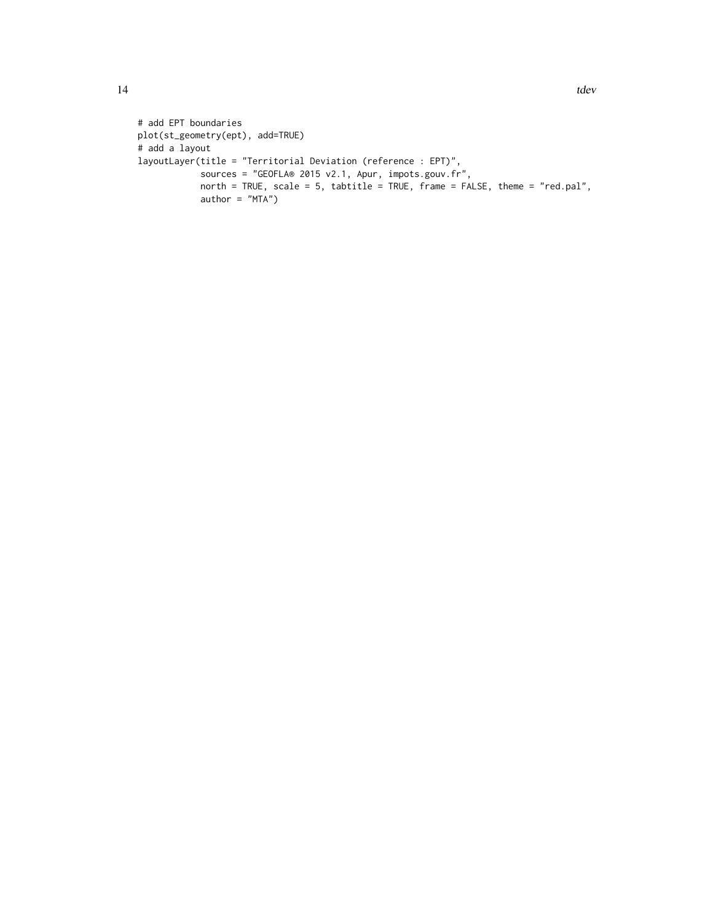```
# add EPT boundaries
plot(st_geometry(ept), add=TRUE)
# add a layout
layoutLayer(title = "Territorial Deviation (reference : EPT)",
            sources = "GEOFLA® 2015 v2.1, Apur, impots.gouv.fr",
            north = TRUE, scale = 5, tabtitle = TRUE, frame = FALSE, theme = "red.pal",
            author = "MTA")
```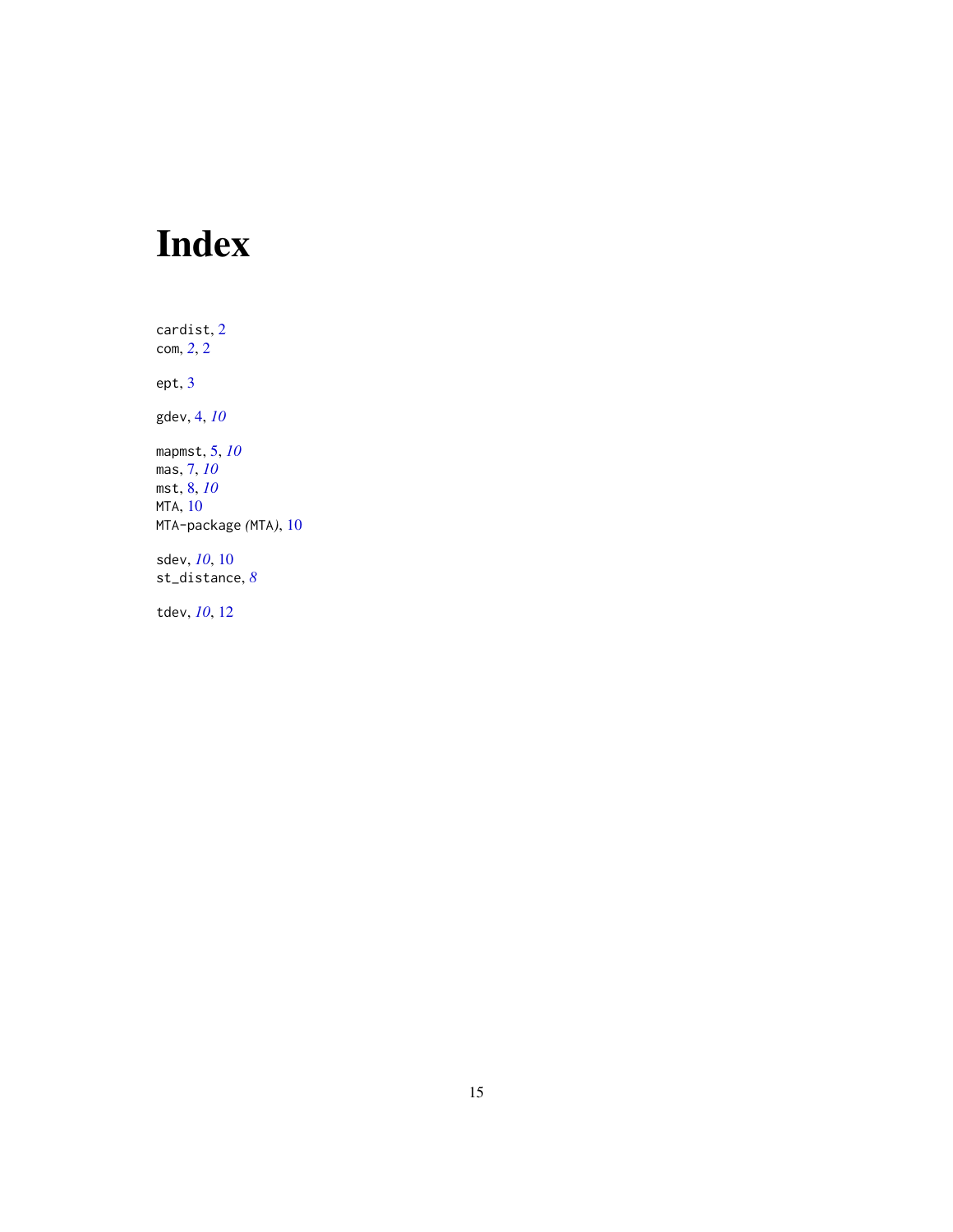# Index

cardist, 2
com, *2*, 2

ept, 3

gdev, 4, *10*

mapmst, 5, *10*
mas, 7, *10*
mst, 8, *10*
MTA, 10
MTA-package (MTA), 10

sdev, *10*, 10
st_distance, *8*

tdev, *10*, 12